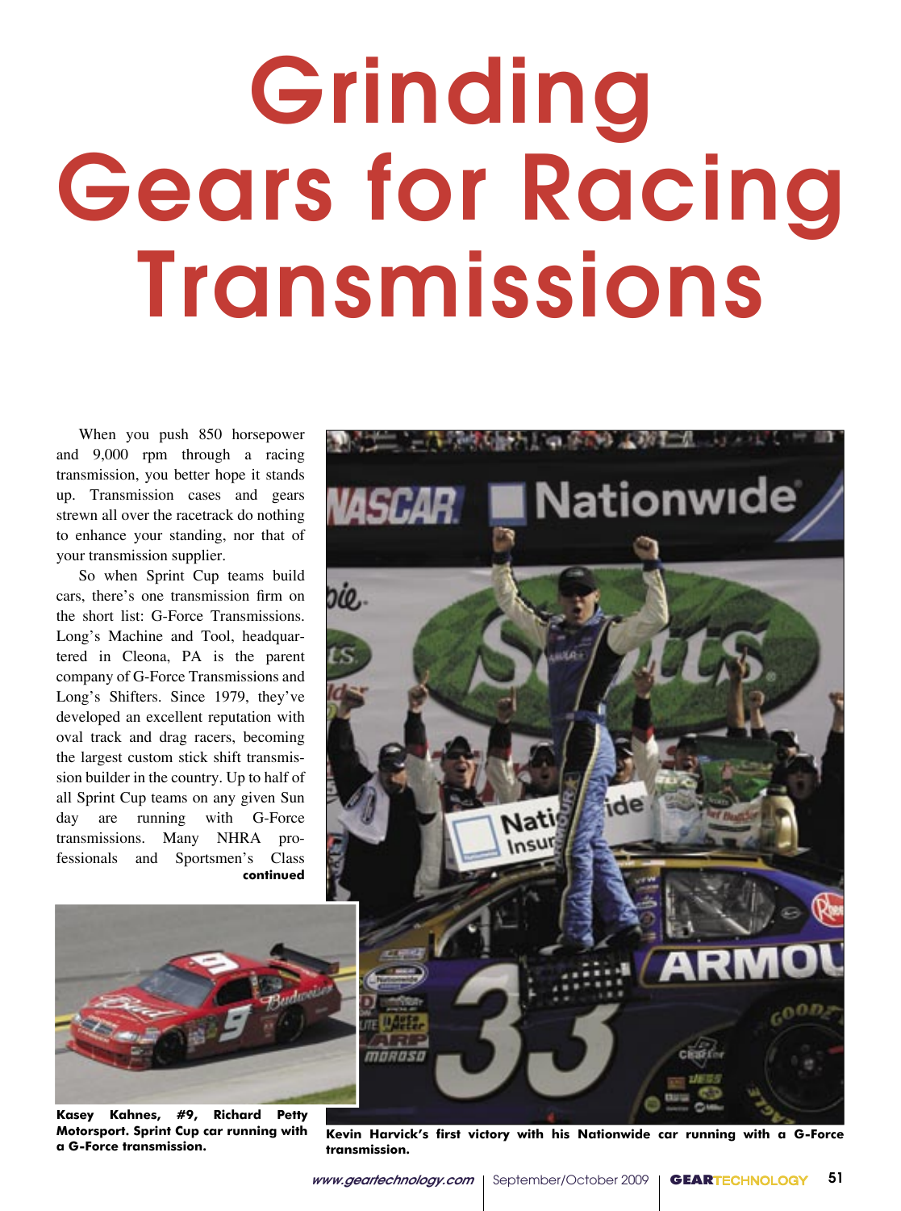# Grinding Gears for Racing Transmissions

When you push 850 horsepower and 9,000 rpm through a racing transmission, you better hope it stands up. Transmission cases and gears strewn all over the racetrack do nothing to enhance your standing, nor that of your transmission supplier.

So when Sprint Cup teams build cars, there's one transmission firm on the short list: G-Force Transmissions. Long's Machine and Tool, headquartered in Cleona, PA is the parent company of G-Force Transmissions and Long's Shifters. Since 1979, they've developed an excellent reputation with oval track and drag racers, becoming the largest custom stick shift transmission builder in the country. Up to half of all Sprint Cup teams on any given Sunday are running with G-Force transmissions. Many NHRA professionals and Sportsmen's Class

**continued**

**Kasey Kahnes, #9, Richard Petty Motorsport. Sprint Cup car running with a G-Force transmission.**

**Kevin Harvick's first victory with his Nationwide car running with a G-Force transmission.**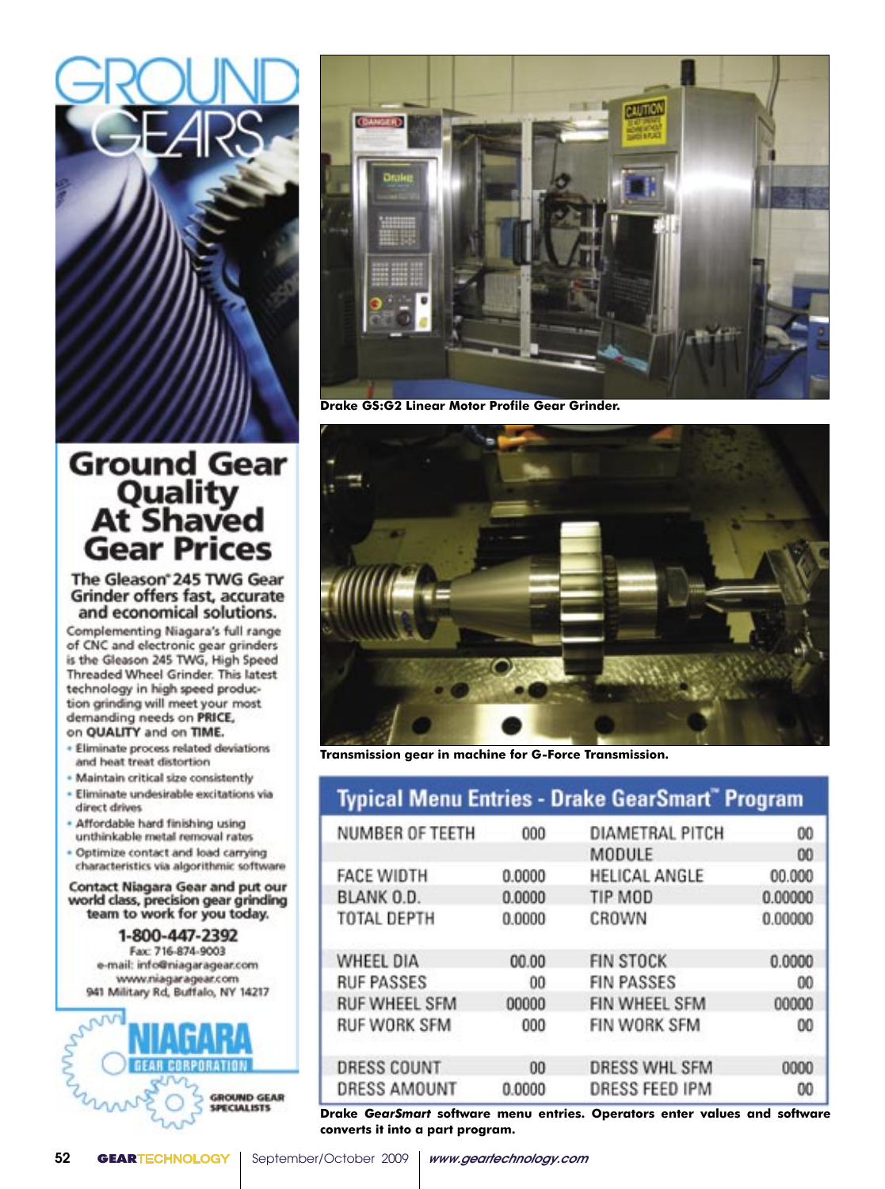# GROUND GEARS

## Ground Gear Quality At Shaved Gear Prices

**The Gleason® 245 TWG Gear Grinder offers fast, accurate and economical solutions.**

Complementing Niagara's full range of CNC and electronic gear grinders is the Gleason 245 TWG, High Speed Threaded Wheel Grinder. This latest technology in high speed production grinding will meet your most demanding needs on **PRICE**, on **QUALITY** and on **TIME**.

- Eliminate process related deviations and heat treat distortion
- Maintain critical size consistently
- Eliminate undesirable excitations via direct drives
- Affordable hard finishing using unthinkable metal removal rates
- Optimize contact and load carrying characteristics via algorithmic software

**Contact Niagara Gear and put our world class, precision gear grinding team to work for you today.**

**1-800-447-2392**
Fax: 716-874-9003
e-mail: info@niagaragear.com
www.niagaragear.com
941 Military Rd, Buffalo, NY 14217

**NIAGARA GEAR CORPORATION** — GROUND GEAR SPECIALISTS

**Drake GS:G2 Linear Motor Profile Gear Grinder.**

**Transmission gear in machine for G-Force Transmission.**

### Typical Menu Entries - Drake GearSmart™ Program

| | | | |
|---|---|---|---|
| NUMBER OF TEETH | 000 | DIAMETRAL PITCH | 00 |
| | | MODULE | 00 |
| FACE WIDTH | 0.0000 | HELICAL ANGLE | 00.000 |
| BLANK O.D. | 0.0000 | TIP MOD | 0.00000 |
| TOTAL DEPTH | 0.0000 | CROWN | 0.00000 |
| WHEEL DIA | 00.00 | FIN STOCK | 0.0000 |
| RUF PASSES | 00 | FIN PASSES | 00 |
| RUF WHEEL SFM | 00000 | FIN WHEEL SFM | 00000 |
| RUF WORK SFM | 000 | FIN WORK SFM | 00 |
| DRESS COUNT | 00 | DRESS WHL SFM | 0000 |
| DRESS AMOUNT | 0.0000 | DRESS FEED IPM | 00 |

**Drake *GearSmart* software menu entries. Operators enter values and software converts it into a part program.**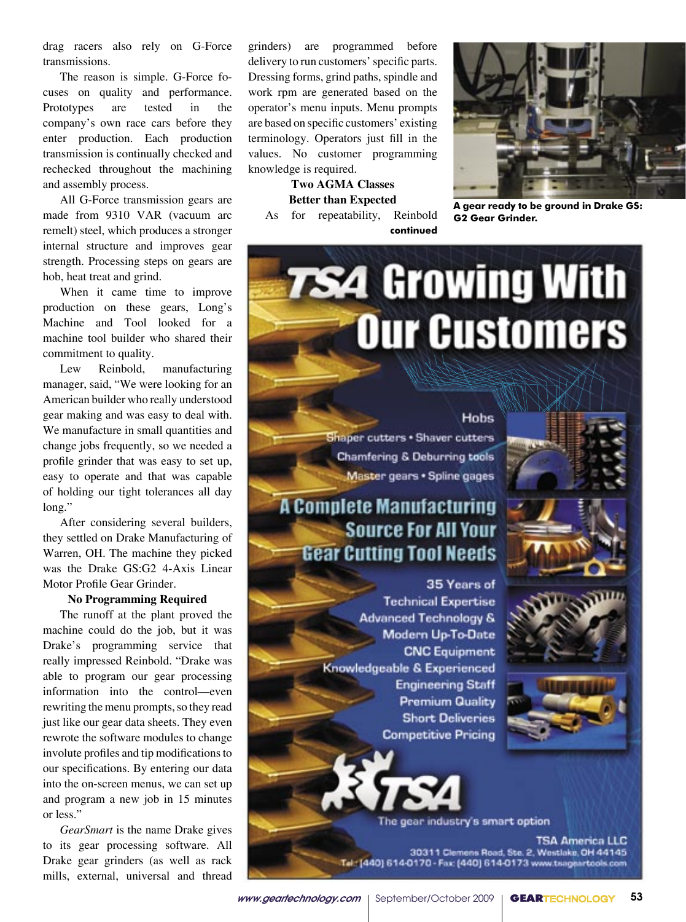drag racers also rely on G-Force transmissions.

The reason is simple. G-Force focuses on quality and performance. Prototypes are tested in the company's own race cars before they enter production. Each production transmission is continually checked and rechecked throughout the machining and assembly process.

All G-Force transmission gears are made from 9310 VAR (vacuum arc remelt) steel, which produces a stronger internal structure and improves gear strength. Processing steps on gears are hob, heat treat and grind.

When it came time to improve production on these gears, Long's Machine and Tool looked for a machine tool builder who shared their commitment to quality.

Lew Reinbold, manufacturing manager, said, "We were looking for an American builder who really understood gear making and was easy to deal with. We manufacture in small quantities and change jobs frequently, so we needed a profile grinder that was easy to set up, easy to operate and that was capable of holding our tight tolerances all day long."

After considering several builders, they settled on Drake Manufacturing of Warren, OH. The machine they picked was the Drake GS:G2 4-Axis Linear Motor Profile Gear Grinder.

**No Programming Required**

The runoff at the plant proved the machine could do the job, but it was Drake's programming service that really impressed Reinbold. "Drake was able to program our gear processing information into the control—even rewriting the menu prompts, so they read just like our gear data sheets. They even rewrote the software modules to change involute profiles and tip modifications to our specifications. By entering our data into the on-screen menus, we can set up and program a new job in 15 minutes or less."

*GearSmart* is the name Drake gives to its gear processing software. All Drake gear grinders (as well as rack mills, external, universal and thread grinders) are programmed before delivery to run customers' specific parts. Dressing forms, grind paths, spindle and work rpm are generated based on the operator's menu inputs. Menu prompts are based on specific customers' existing terminology. Operators just fill in the values. No customer programming knowledge is required.

**Two AGMA Classes Better than Expected**

As for repeatability, Reinbold

**continued**

A gear ready to be ground in Drake GS: G2 Gear Grinder.

# TSA Growing With Our Customers

Hobs
Shaper cutters • Shaver cutters
Chamfering & Deburring tools
Master gears • Spline gages

## A Complete Manufacturing Source For All Your Gear Cutting Tool Needs

35 Years of Technical Expertise
Advanced Technology & Modern Up-To-Date CNC Equipment
Knowledgeable & Experienced Engineering Staff
Premium Quality
Short Deliveries
Competitive Pricing

TSA
The gear industry's smart option

TSA America LLC
30311 Clemens Road, Ste. 2, Westlake, OH 44145
Tel.: (440) 614-0170 - Fax: (440) 614-0173 www.tsageartools.com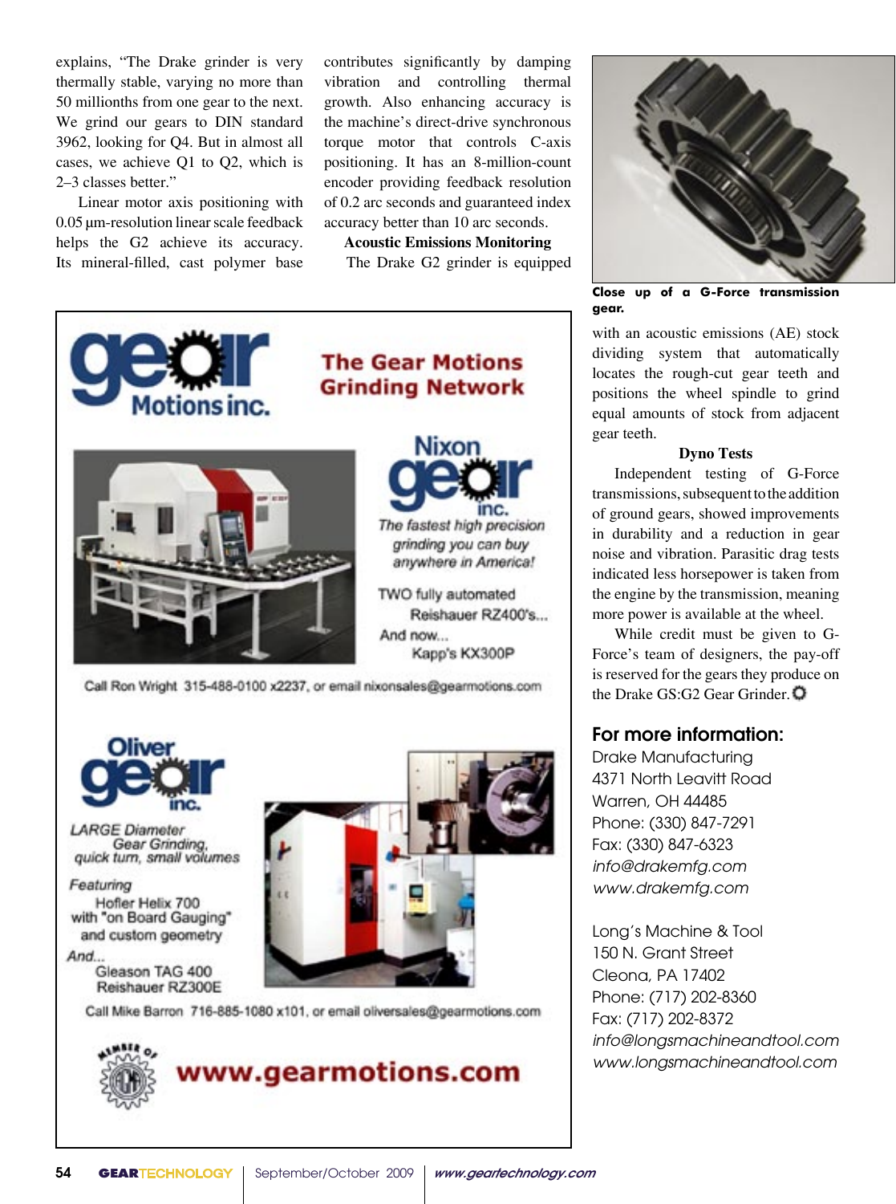explains, "The Drake grinder is very thermally stable, varying no more than 50 millionths from one gear to the next. We grind our gears to DIN standard 3962, looking for Q4. But in almost all cases, we achieve Q1 to Q2, which is 2–3 classes better."

Linear motor axis positioning with 0.05 µm-resolution linear scale feedback helps the G2 achieve its accuracy. Its mineral-filled, cast polymer base contributes significantly by damping vibration and controlling thermal growth. Also enhancing accuracy is the machine's direct-drive synchronous torque motor that controls C-axis positioning. It has an 8-million-count encoder providing feedback resolution of 0.2 arc seconds and guaranteed index accuracy better than 10 arc seconds.

### Acoustic Emissions Monitoring

The Drake G2 grinder is equipped with an acoustic emissions (AE) stock dividing system that automatically locates the rough-cut gear teeth and positions the wheel spindle to grind equal amounts of stock from adjacent gear teeth.

**Close up of a G-Force transmission gear.**

### Dyno Tests

Independent testing of G-Force transmissions, subsequent to the addition of ground gears, showed improvements in durability and a reduction in gear noise and vibration. Parasitic drag tests indicated less horsepower is taken from the engine by the transmission, meaning more power is available at the wheel.

While credit must be given to G-Force's team of designers, the pay-off is reserved for the gears they produce on the Drake GS:G2 Gear Grinder.

## For more information:

Drake Manufacturing
4371 North Leavitt Road
Warren, OH 44485
Phone: (330) 847-7291
Fax: (330) 847-6323
*info@drakemfg.com*
*www.drakemfg.com*

Long's Machine & Tool
150 N. Grant Street
Cleona, PA 17402
Phone: (717) 202-8360
Fax: (717) 202-8372
*info@longsmachineandtool.com*
*www.longsmachineandtool.com*

---

**gear Motions inc.** — **The Gear Motions Grinding Network**

**Nixon gear inc.**
*The fastest high precision grinding you can buy anywhere in America!*
TWO fully automated Reishauer RZ400's...
And now... Kapp's KX300P
Call Ron Wright 315-488-0100 x2237, or email nixonsales@gearmotions.com

**Oliver gear inc.**
*LARGE Diameter Gear Grinding, quick turn, small volumes*
*Featuring* Hofler Helix 700 with "on Board Gauging" and custom geometry
*And...* Gleason TAG 400, Reishauer RZ300E
Call Mike Barron 716-885-1080 x101, or email oliversales@gearmotions.com

**www.gearmotions.com**